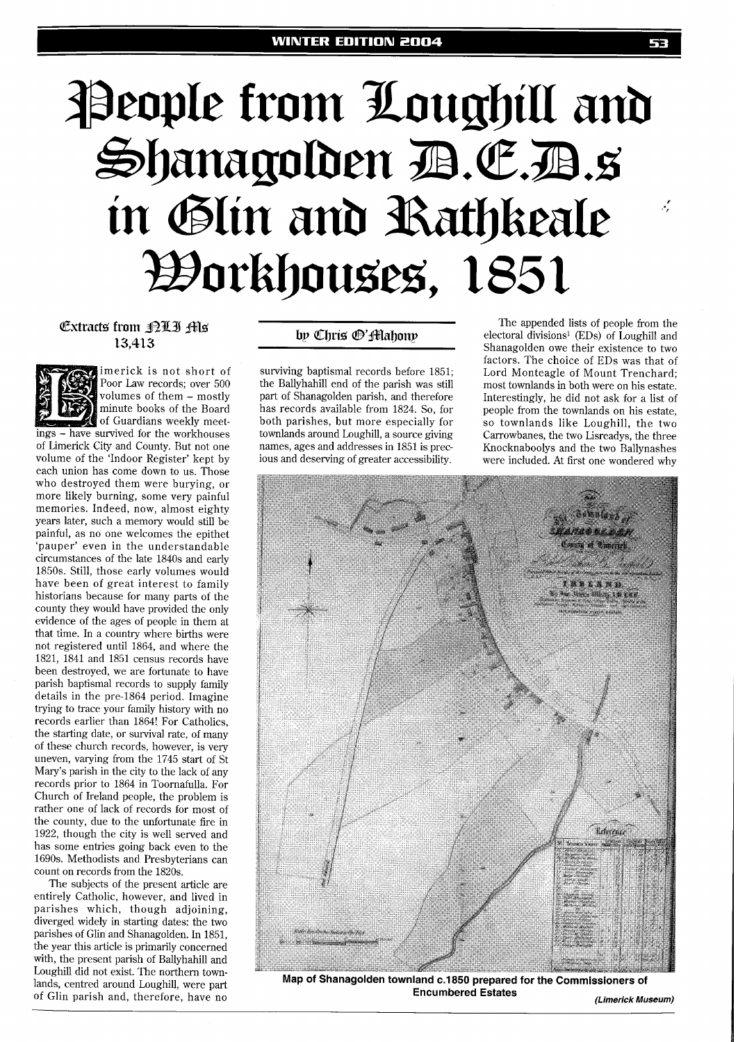# People from Loughill and Shanagolden D.E.D.s in Glin and Rathkeale Workhouses, 1851

Extracts from NLI Ms 13,413

by Chris O'Mahony

Limerick is not short of Poor Law records; over 500 volumes of them – mostly minute books of the Board of Guardians weekly meetings – have survived for the workhouses of Limerick City and County. But not one volume of the 'Indoor Register' kept by each union has come down to us. Those who destroyed them were burying, or more likely burning, some very painful memories. Indeed, now, almost eighty years later, such a memory would still be painful, as no one welcomes the epithet 'pauper' even in the understandable circumstances of the late 1840s and early 1850s. Still, those early volumes would have been of great interest to family historians because for many parts of the county they would have provided the only evidence of the ages of people in them at that time. In a country where births were not registered until 1864, and where the 1821, 1841 and 1851 census records have been destroyed, we are fortunate to have parish baptismal records to supply family details in the pre-1864 period. Imagine trying to trace your family history with no records earlier than 1864! For Catholics, the starting date, or survival rate, of many of these church records, however, is very uneven, varying from the 1745 start of St Mary's parish in the city to the lack of any records prior to 1864 in Toornafulla. For Church of Ireland people, the problem is rather one of lack of records for most of the county, due to the unfortunate fire in 1922, though the city is well served and has some entries going back even to the 1690s. Methodists and Presbyterians can count on records from the 1820s.

The subjects of the present article are entirely Catholic, however, and lived in parishes which, though adjoining, diverged widely in starting dates: the two parishes of Glin and Shanagolden. In 1851, the year this article is primarily concerned with, the present parish of Ballyhahill and Loughill did not exist. The northern townlands, centred around Loughill, were part of Glin parish and, therefore, have no surviving baptismal records before 1851; the Ballyhahill end of the parish was still part of Shanagolden parish, and therefore has records available from 1824. So, for both parishes, but more especially for townlands around Loughill, a source giving names, ages and addresses in 1851 is precious and deserving of greater accessibility.

The appended lists of people from the electoral divisions[1] (EDs) of Loughill and Shanagolden owe their existence to two factors. The choice of EDs was that of Lord Monteagle of Mount Trenchard; most townlands in both were on his estate. Interestingly, he did not ask for a list of people from the townlands on his estate, so townlands like Loughill, the two Carrowbanes, the two Lisreadys, the three Knocknaboolys and the two Ballynashes were included. At first one wondered why

Map of Shanagolden townland c.1850 prepared for the Commissioners of Encumbered Estates

*(Limerick Museum)*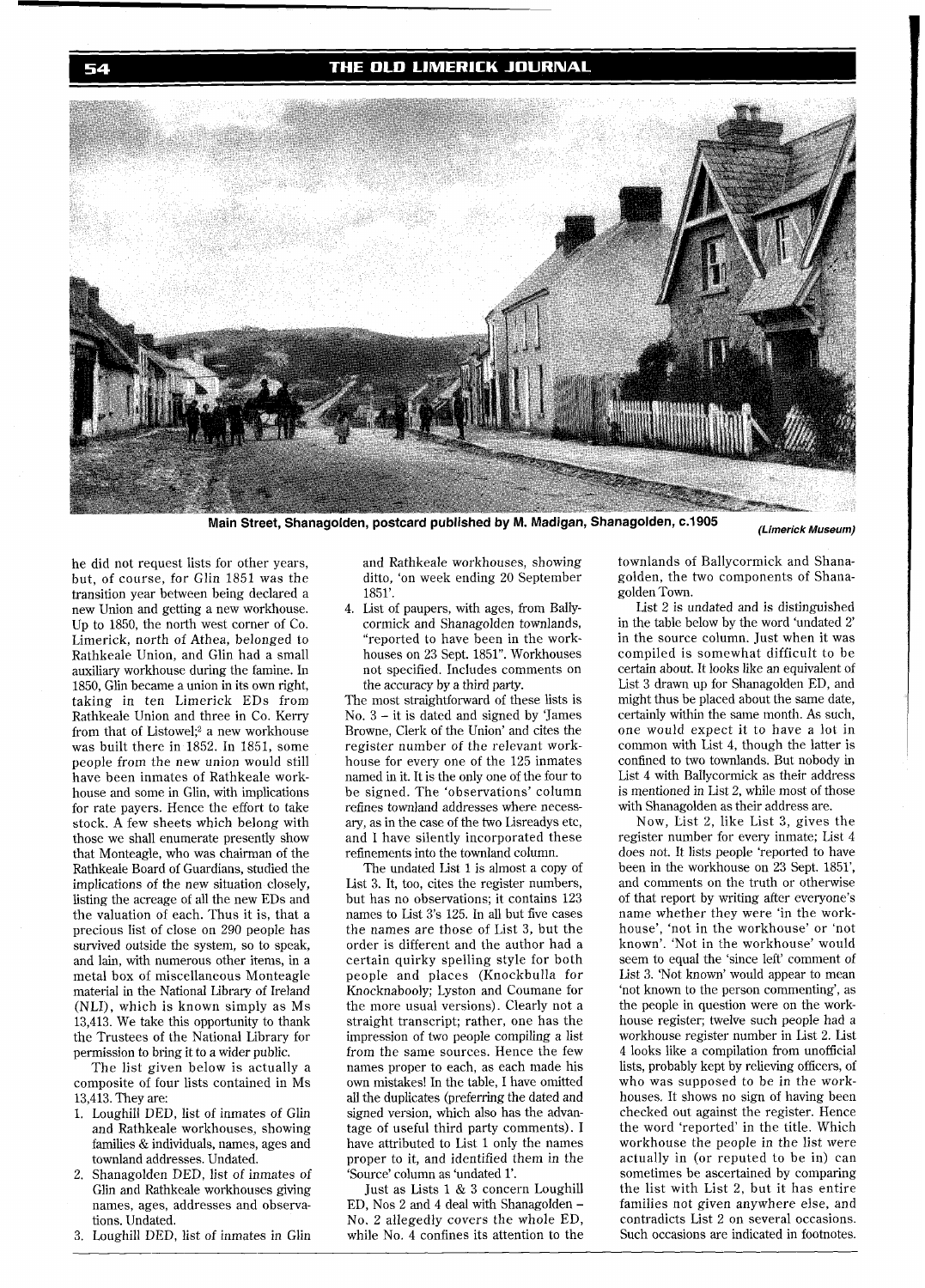Main Street, Shanagolden, postcard published by M. Madigan, Shanagolden, c.1905 *(Limerick Museum)*

he did not request lists for other years, but, of course, for Glin 1851 was the transition year between being declared a new Union and getting a new workhouse. Up to 1850, the north west corner of Co. Limerick, north of Athea, belonged to Rathkeale Union, and Glin had a small auxiliary workhouse during the famine. In 1850, Glin became a union in its own right, taking in ten Limerick EDs from Rathkeale Union and three in Co. Kerry from that of Listowel;[2] a new workhouse was built there in 1852. In 1851, some people from the new union would still have been inmates of Rathkeale workhouse and some in Glin, with implications for rate payers. Hence the effort to take stock. A few sheets which belong with those we shall enumerate presently show that Monteagle, who was chairman of the Rathkeale Board of Guardians, studied the implications of the new situation closely, listing the acreage of all the new EDs and the valuation of each. Thus it is, that a precious list of close on 290 people has survived outside the system, so to speak, and lain, with numerous other items, in a metal box of miscellaneous Monteagle material in the National Library of Ireland (NLI), which is known simply as Ms 13,413. We take this opportunity to thank the Trustees of the National Library for permission to bring it to a wider public.

The list given below is actually a composite of four lists contained in Ms 13,413. They are:

1. Loughill DED, list of inmates of Glin and Rathkeale workhouses, showing families & individuals, names, ages and townland addresses. Undated.
2. Shanagolden DED, list of inmates of Glin and Rathkeale workhouses giving names, ages, addresses and observations. Undated.
3. Loughill DED, list of inmates in Glin and Rathkeale workhouses, showing ditto, 'on week ending 20 September 1851'.
4. List of paupers, with ages, from Ballycormick and Shanagolden townlands, "reported to have been in the workhouses on 23 Sept. 1851". Workhouses not specified. Includes comments on the accuracy by a third party.

The most straightforward of these lists is No. 3 – it is dated and signed by 'James Browne, Clerk of the Union' and cites the register number of the relevant workhouse for every one of the 125 inmates named in it. It is the only one of the four to be signed. The 'observations' column refines townland addresses where necessary, as in the case of the two Lisreadys etc, and I have silently incorporated these refinements into the townland column.

The undated List 1 is almost a copy of List 3. It, too, cites the register numbers, but has no observations; it contains 123 names to List 3's 125. In all but five cases the names are those of List 3, but the order is different and the author had a certain quirky spelling style for both people and places (Knockbulla for Knocknabooly; Lyston and Coumane for the more usual versions). Clearly not a straight transcript; rather, one has the impression of two people compiling a list from the same sources. Hence the few names proper to each, as each made his own mistakes! In the table, I have omitted all the duplicates (preferring the dated and signed version, which also has the advantage of useful third party comments). I have attributed to List 1 only the names proper to it, and identified them in the 'Source' column as 'undated 1'.

Just as Lists 1 & 3 concern Loughill ED, Nos 2 and 4 deal with Shanagolden ED, – No. 2 allegedly covers the whole ED, while No. 4 confines its attention to the townlands of Ballycormick and Shanagolden, the two components of Shanagolden Town.

List 2 is undated and is distinguished in the table below by the word 'undated 2' in the source column. Just when it was compiled is somewhat difficult to be certain about. It looks like an equivalent of List 3 drawn up for Shanagolden ED, and might thus be placed about the same date, certainly within the same month. As such, one would expect it to have a lot in common with List 4, though the latter is confined to two townlands. But nobody in List 4 with Ballycormick as their address is mentioned in List 2, while most of those with Shanagolden as their address are.

Now, List 2, like List 3, gives the register number for every inmate; List 4 does not. It lists people 'reported to have been in the workhouse on 23 Sept. 1851', and comments on the truth or otherwise of that report by writing after everyone's name whether they were 'in the workhouse', 'not in the workhouse' or 'not known'. 'Not in the workhouse' would seem to equal the 'since left' comment of List 3. 'Not known' would appear to mean 'not known to the person commenting', as the people in question were on the workhouse register; twelve such people had a workhouse register number in List 2. List 4 looks like a compilation from unofficial lists, probably kept by relieving officers, of who was supposed to be in the workhouses. It shows no sign of having been checked out against the register. Hence the word 'reported' in the title. Which workhouse the people in the list were actually in (or reputed to be in) can sometimes be ascertained by comparing the list with List 2, but it has entire families not given anywhere else, and contradicts List 2 on several occasions. Such occasions are indicated in footnotes.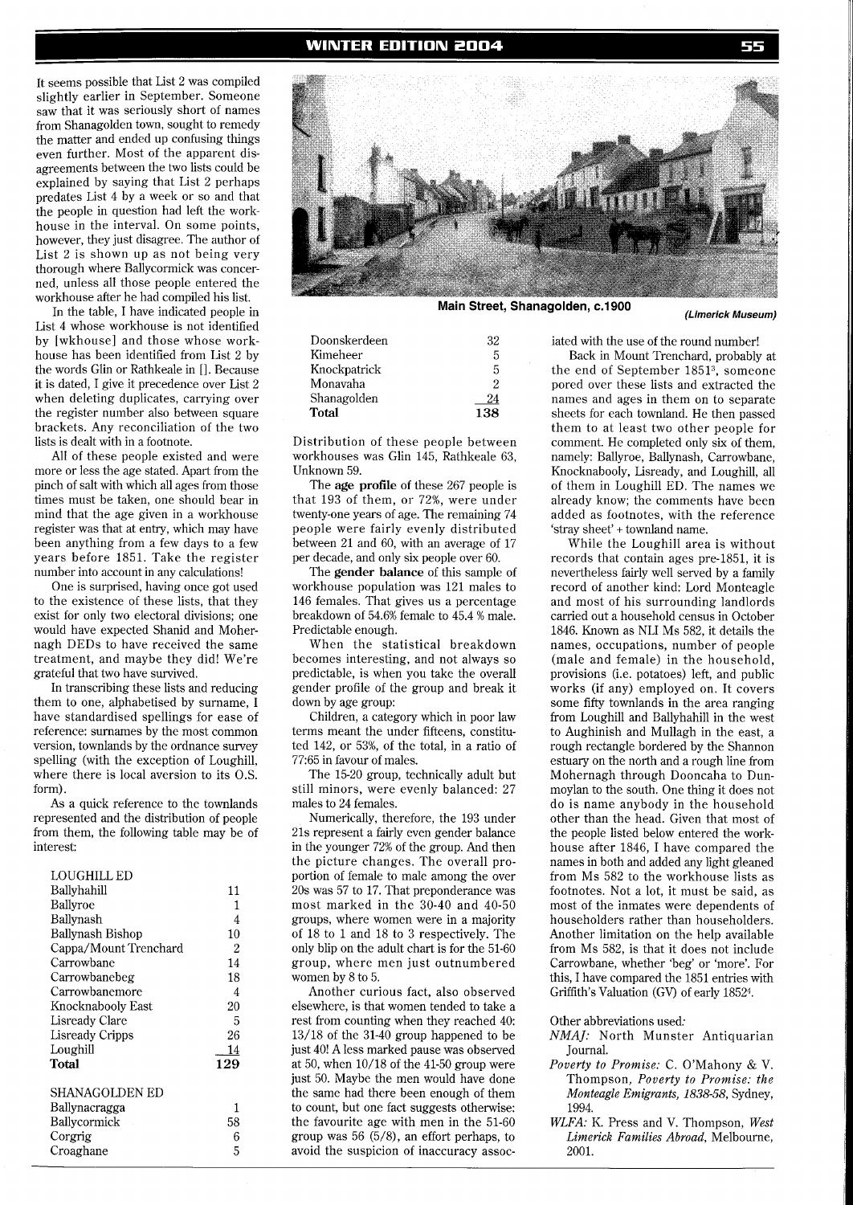It seems possible that List 2 was compiled slightly earlier in September. Someone saw that it was seriously short of names from Shanagolden town, sought to remedy the matter and ended up confusing things even further. Most of the apparent disagreements between the two lists could be explained by saying that List 2 perhaps predates List 4 by a week or so and that the people in question had left the workhouse in the interval. On some points, however, they just disagree. The author of List 2 is shown up as not being very thorough where Ballycormick was concerned, unless all those people entered the workhouse after he had compiled his list.

In the table, I have indicated people in List 4 whose workhouse is not identified by [wkhouse] and those whose workhouse has been identified from List 2 by the words Glin or Rathkeale in []. Because it is dated, I give it precedence over List 2 when deleting duplicates, carrying over the register number also between square brackets. Any reconciliation of the two lists is dealt with in a footnote.

All of these people existed and were more or less the age stated. Apart from the pinch of salt with which all ages from those times must be taken, one should bear in mind that the age given in a workhouse register was that at entry, which may have been anything from a few days to a few years before 1851. Take the register number into account in any calculations!

One is surprised, having once got used to the existence of these lists, that they exist for only two electoral divisions; one would have expected Shanid and Mohernagh DEDs to have received the same treatment, and maybe they did! We're grateful that two have survived.

In transcribing these lists and reducing them to one, alphabetised by surname, I have standardised spellings for ease of reference: surnames by the most common version, townlands by the ordnance survey spelling (with the exception of Loughill, where there is local aversion to its O.S. form).

As a quick reference to the townlands represented and the distribution of people from them, the following table may be of interest:

| LOUGHILL ED | |
|---|---|
| Ballyhahill | 11 |
| Ballyroe | 1 |
| Ballynash | 4 |
| Ballynash Bishop | 10 |
| Cappa/Mount Trenchard | 2 |
| Carrowbane | 14 |
| Carrowbanebeg | 18 |
| Carrowbanemore | 4 |
| Knocknabooly East | 20 |
| Lisready Clare | 5 |
| Lisready Cripps | 26 |
| Loughill | 14 |
| **Total** | **129** |
| | |
| SHANAGOLDEN ED | |
| Ballynacragga | 1 |
| Ballycormick | 58 |
| Corgrig | 6 |
| Croaghane | 5 |
| Doonskerdeen | 32 |
| Kimeheer | 5 |
| Knockpatrick | 5 |
| Monavaha | 2 |
| Shanagolden | 24 |
| **Total** | **138** |

**Main Street, Shanagolden, c.1900** *(Limerick Museum)*

Distribution of these people between workhouses was Glin 145, Rathkeale 63, Unknown 59.

The **age profile** of these 267 people is that 193 of them, or 72%, were under twenty-one years of age. The remaining 74 people were fairly evenly distributed between 21 and 60, with an average of 17 per decade, and only six people over 60.

The **gender balance** of this sample of workhouse population was 121 males to 146 females. That gives us a percentage breakdown of 54.6% female to 45.4 % male. Predictable enough.

When the statistical breakdown becomes interesting, and not always so predictable, is when you take the overall gender profile of the group and break it down by age group:

Children, a category which in poor law terms meant the under fifteens, constituted 142, or 53%, of the total, in a ratio of 77:65 in favour of males.

The 15-20 group, technically adult but still minors, were evenly balanced: 27 males to 24 females.

Numerically, therefore, the 193 under 21s represent a fairly even gender balance in the younger 72% of the group. And then the picture changes. The overall proportion of female to male among the over 20s was 57 to 17. That preponderance was most marked in the 30-40 and 40-50 groups, where women were in a majority of 18 to 1 and 18 to 3 respectively. The only blip on the adult chart is for the 51-60 group, where men just outnumbered women by 8 to 5.

Another curious fact, also observed elsewhere, is that women tended to take a rest from counting when they reached 40: 13/18 of the 31-40 group happened to be just 40! A less marked pause was observed at 50, when 10/18 of the 41-50 group were just 50. Maybe the men would have done the same had there been enough of them to count, but one fact suggests otherwise: the favourite age with men in the 51-60 group was 56 (5/8), an effort perhaps, to avoid the suspicion of inaccuracy associated with the use of the round number!

Back in Mount Trenchard, probably at the end of September 1851[3], someone pored over these lists and extracted the names and ages in them on to separate sheets for each townland. He then passed them to at least two other people for comment. He completed only six of them, namely: Ballyroe, Ballynash, Carrowbane, Knocknabooly, Lisready, and Loughill, all of them in Loughill ED. The names we already know; the comments have been added as footnotes, with the reference 'stray sheet' + townland name.

While the Loughill area is without records that contain ages pre-1851, it is nevertheless fairly well served by a family record of another kind: Lord Monteagle and most of his surrounding landlords carried out a household census in October 1846. Known as NLI Ms 582, it details the names, occupations, number of people (male and female) in the household, provisions (i.e. potatoes) left, and public works (if any) employed on. It covers some fifty townlands in the area ranging from Loughill and Ballyhahill in the west to Aughinish and Mullagh in the east, a rough rectangle bordered by the Shannon estuary on the north and a rough line from Mohernagh through Dooncaha to Dunmoylan to the south. One thing it does not do is name anybody in the household other than the head. Given that most of the people listed below entered the workhouse after 1846, I have compared the names in both and added any light gleaned from Ms 582 to the workhouse lists as footnotes. Not a lot, it must be said, as most of the inmates were dependents of householders rather than householders. Another limitation on the help available from Ms 582, is that it does not include Carrowbane, whether 'beg' or 'more'. For this, I have compared the 1851 entries with Griffith's Valuation (GV) of early 1852[4].

Other abbreviations used:

*NMAJ:* North Munster Antiquarian Journal.

*Poverty to Promise:* C. O'Mahony & V. Thompson, *Poverty to Promise: the Monteagle Emigrants, 1838-58*, Sydney, 1994.

*WLFA:* K. Press and V. Thompson, *West Limerick Families Abroad*, Melbourne, 2001.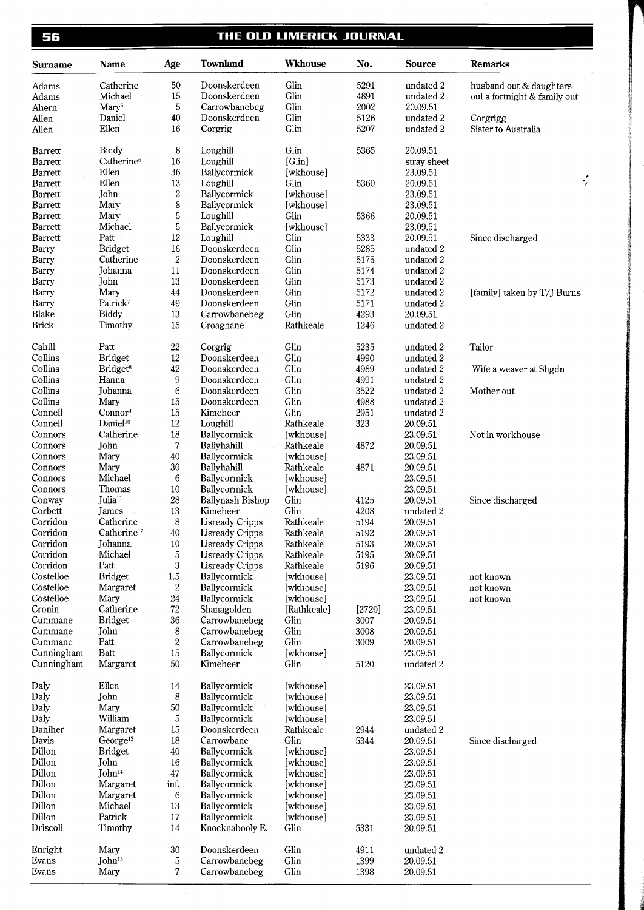| Surname | Name | Age | Townland | Wkhouse | No. | Source | Remarks |
|---|---|---|---|---|---|---|---|
| Adams | Catherine | 50 | Doonskerdeen | Glin | 5291 | undated 2 | husband out & daughters |
| Adams | Michael | 15 | Doonskerdeen | Glin | 4891 | undated 2 | out a fortnight & family out |
| Ahern | Mary[5] | 5 | Carrowbanebeg | Glin | 2002 | 20.09.51 | |
| Allen | Daniel | 40 | Doonskerdeen | Glin | 5126 | undated 2 | Corgrigg |
| Allen | Ellen | 16 | Corgrig | Glin | 5207 | undated 2 | Sister to Australia |
| Barrett | Biddy | 8 | Loughill | Glin | 5365 | 20.09.51 | |
| Barrett | Catherine[6] | 16 | Loughill | [Glin] | | stray sheet | |
| Barrett | Ellen | 36 | Ballycormick | [wkhouse] | | 23.09.51 | |
| Barrett | Ellen | 13 | Loughill | Glin | 5360 | 20.09.51 | |
| Barrett | John | 2 | Ballycormick | [wkhouse] | | 23.09.51 | |
| Barrett | Mary | 8 | Ballycormick | [wkhouse] | | 23.09.51 | |
| Barrett | Mary | 5 | Loughill | Glin | 5366 | 20.09.51 | |
| Barrett | Michael | 5 | Ballycormick | [wkhouse] | | 23.09.51 | |
| Barrett | Patt | 12 | Loughill | Glin | 5333 | 20.09.51 | Since discharged |
| Barry | Bridget | 16 | Doonskerdeen | Glin | 5285 | undated 2 | |
| Barry | Catherine | 2 | Doonskerdeen | Glin | 5175 | undated 2 | |
| Barry | Johanna | 11 | Doonskerdeen | Glin | 5174 | undated 2 | |
| Barry | John | 13 | Doonskerdeen | Glin | 5173 | undated 2 | |
| Barry | Mary | 44 | Doonskerdeen | Glin | 5172 | undated 2 | [family] taken by T/J Burns |
| Barry | Patrick[7] | 49 | Doonskerdeen | Glin | 5171 | undated 2 | |
| Blake | Biddy | 13 | Carrowbanebeg | Glin | 4293 | 20.09.51 | |
| Brick | Timothy | 15 | Croaghane | Rathkeale | 1246 | undated 2 | |
| Cahill | Patt | 22 | Corgrig | Glin | 5235 | undated 2 | Tailor |
| Collins | Bridget | 12 | Doonskerdeen | Glin | 4990 | undated 2 | |
| Collins | Bridget[8] | 42 | Doonskerdeen | Glin | 4989 | undated 2 | Wife a weaver at Shgdn |
| Collins | Hanna | 9 | Doonskerdeen | Glin | 4991 | undated 2 | |
| Collins | Johanna | 6 | Doonskerdeen | Glin | 3522 | undated 2 | Mother out |
| Collins | Mary | 15 | Doonskerdeen | Glin | 4988 | undated 2 | |
| Connell | Connor[9] | 15 | Kimeheer | Glin | 2951 | undated 2 | |
| Connell | Daniel[10] | 12 | Loughill | Rathkeale | 323 | 20.09.51 | |
| Connors | Catherine | 18 | Ballycormick | [wkhouse] | | 23.09.51 | Not in workhouse |
| Connors | John | 7 | Ballyhahill | Rathkeale | 4872 | 20.09.51 | |
| Connors | Mary | 40 | Ballycormick | [wkhouse] | | 23.09.51 | |
| Connors | Mary | 30 | Ballyhahill | Rathkeale | 4871 | 20.09.51 | |
| Connors | Michael | 6 | Ballycormick | [wkhouse] | | 23.09.51 | |
| Connors | Thomas | 10 | Ballycormick | [wkhouse] | | 23.09.51 | |
| Conway | Julia[11] | 28 | Ballynash Bishop | Glin | 4125 | 20.09.51 | Since discharged |
| Corbett | James | 13 | Kimeheer | Glin | 4208 | undated 2 | |
| Corridon | Catherine | 8 | Lisready Cripps | Rathkeale | 5194 | 20.09.51 | |
| Corridon | Catherine[12] | 40 | Lisready Cripps | Rathkeale | 5192 | 20.09.51 | |
| Corridon | Johanna | 10 | Lisready Cripps | Rathkeale | 5193 | 20.09.51 | |
| Corridon | Michael | 5 | Lisready Cripps | Rathkeale | 5195 | 20.09.51 | |
| Corridon | Patt | 3 | Lisready Cripps | Rathkeale | 5196 | 20.09.51 | |
| Costelloe | Bridget | 1.5 | Ballycormick | [wkhouse] | | 23.09.51 | not known |
| Costelloe | Margaret | 2 | Ballycormick | [wkhouse] | | 23.09.51 | not known |
| Costelloe | Mary | 24 | Ballycormick | [wkhouse] | | 23.09.51 | not known |
| Cronin | Catherine | 72 | Shanagolden | [Rathkeale] | [2720] | 23.09.51 | |
| Cummane | Bridget | 36 | Carrowbanebeg | Glin | 3007 | 20.09.51 | |
| Cummane | John | 8 | Carrowbanebeg | Glin | 3008 | 20.09.51 | |
| Cummane | Patt | 2 | Carrowbanebeg | Glin | 3009 | 20.09.51 | |
| Cunningham | Batt | 15 | Ballycormick | [wkhouse] | | 23.09.51 | |
| Cunningham | Margaret | 50 | Kimeheer | Glin | 5120 | undated 2 | |
| Daly | Ellen | 14 | Ballycormick | [wkhouse] | | 23.09.51 | |
| Daly | John | 8 | Ballycormick | [wkhouse] | | 23.09.51 | |
| Daly | Mary | 50 | Ballycormick | [wkhouse] | | 23.09.51 | |
| Daly | William | 5 | Ballycormick | [wkhouse] | | 23.09.51 | |
| Daniher | Margaret | 15 | Doonskerdeen | Rathkeale | 2944 | undated 2 | |
| Davis | George[13] | 18 | Carrowbane | Glin | 5344 | 20.09.51 | Since discharged |
| Dillon | Bridget | 40 | Ballycormick | [wkhouse] | | 23.09.51 | |
| Dillon | John | 16 | Ballycormick | [wkhouse] | | 23.09.51 | |
| Dillon | John[14] | 47 | Ballycormick | [wkhouse] | | 23.09.51 | |
| Dillon | Margaret | inf. | Ballycormick | [wkhouse] | | 23.09.51 | |
| Dillon | Margaret | 6 | Ballycormick | [wkhouse] | | 23.09.51 | |
| Dillon | Michael | 13 | Ballycormick | [wkhouse] | | 23.09.51 | |
| Dillon | Patrick | 17 | Ballycormick | [wkhouse] | | 23.09.51 | |
| Driscoll | Timothy | 14 | Knocknabooly E. | Glin | 5331 | 20.09.51 | |
| Enright | Mary | 30 | Doonskerdeen | Glin | 4911 | undated 2 | |
| Evans | John[15] | 5 | Carrowbanebeg | Glin | 1399 | 20.09.51 | |
| Evans | Mary | 7 | Carrowbanebeg | Glin | 1398 | 20.09.51 | |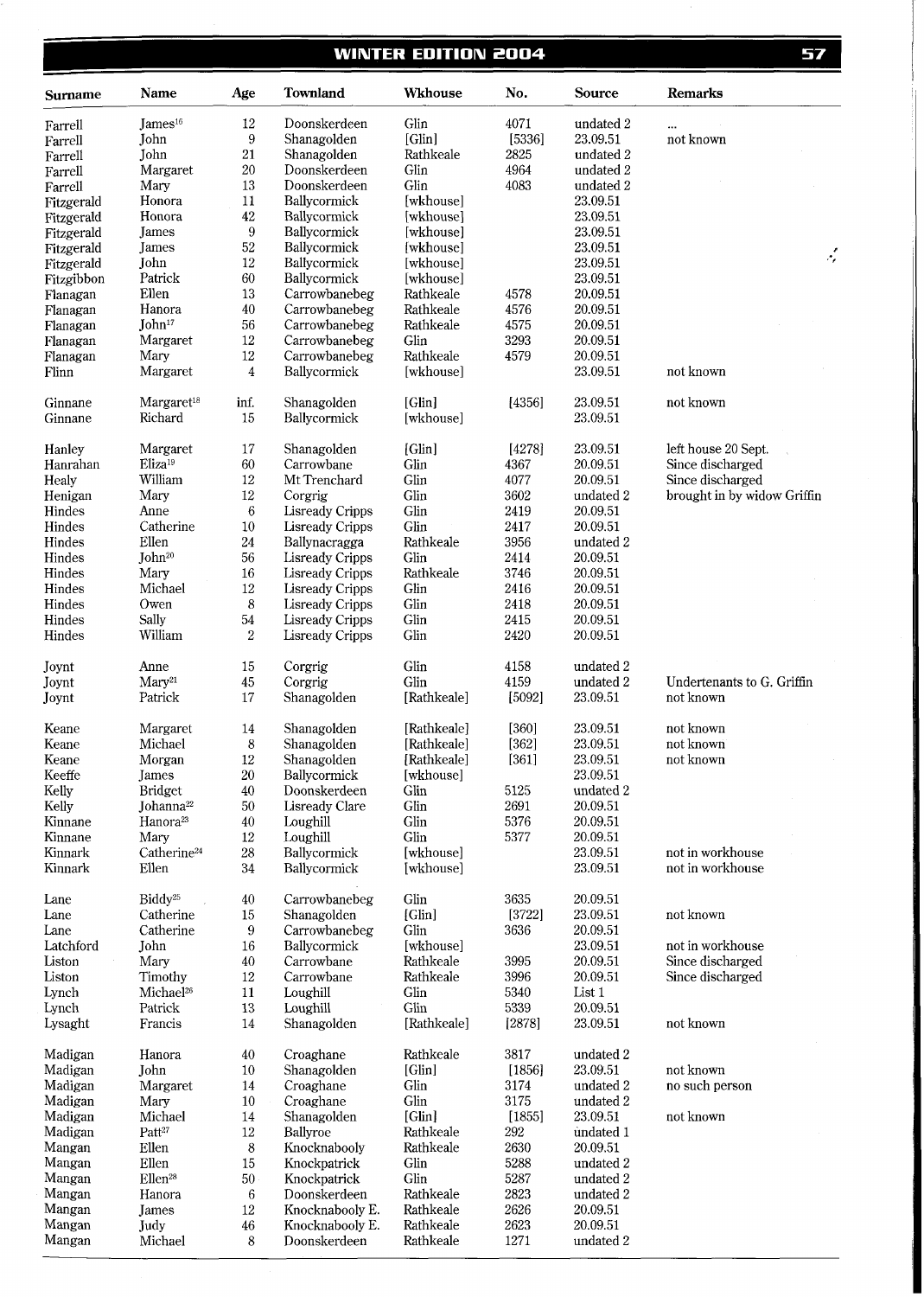| Surname | Name | Age | Townland | Wkhouse | No. | Source | Remarks |
|---|---|---|---|---|---|---|---|
| Farrell | James[16] | 12 | Doonskerdeen | Glin | 4071 | undated 2 | ... |
| Farrell | John | 9 | Shanagolden | [Glin] | [5336] | 23.09.51 | not known |
| Farrell | John | 21 | Shanagolden | Rathkeale | 2825 | undated 2 | |
| Farrell | Margaret | 20 | Doonskerdeen | Glin | 4964 | undated 2 | |
| Farrell | Mary | 13 | Doonskerdeen | Glin | 4083 | undated 2 | |
| Fitzgerald | Honora | 11 | Ballycormick | [wkhouse] | | 23.09.51 | |
| Fitzgerald | Honora | 42 | Ballycormick | [wkhouse] | | 23.09.51 | |
| Fitzgerald | James | 9 | Ballycormick | [wkhouse] | | 23.09.51 | |
| Fitzgerald | James | 52 | Ballycormick | [wkhouse] | | 23.09.51 | |
| Fitzgerald | John | 12 | Ballycormick | [wkhouse] | | 23.09.51 | |
| Fitzgibbon | Patrick | 60 | Ballycormick | [wkhouse] | | 23.09.51 | |
| Flanagan | Ellen | 13 | Carrowbanebeg | Rathkeale | 4578 | 20.09.51 | |
| Flanagan | Hanora | 40 | Carrowbanebeg | Rathkeale | 4576 | 20.09.51 | |
| Flanagan | John[17] | 56 | Carrowbanebeg | Rathkeale | 4575 | 20.09.51 | |
| Flanagan | Margaret | 12 | Carrowbanebeg | Glin | 3293 | 20.09.51 | |
| Flanagan | Mary | 12 | Carrowbanebeg | Rathkeale | 4579 | 20.09.51 | |
| Flinn | Margaret | 4 | Ballycormick | [wkhouse] | | 23.09.51 | not known |
| Ginnane | Margaret[18] | inf. | Shanagolden | [Glin] | [4356] | 23.09.51 | not known |
| Ginnane | Richard | 15 | Ballycormick | [wkhouse] | | 23.09.51 | |
| Hanley | Margaret | 17 | Shanagolden | [Glin] | [4278] | 23.09.51 | left house 20 Sept. |
| Hanrahan | Eliza[19] | 60 | Glin | Glin | 4367 | 20.09.51 | Since discharged |
| Healy | William | 12 | Mt Trenchard | Glin | 4077 | 20.09.51 | Since discharged |
| Henigan | Mary | 12 | Corgrig | Glin | 3602 | undated 2 | brought in by widow Griffin |
| Hindes | Anne | 6 | Lisready Cripps | Glin | 2419 | 20.09.51 | |
| Hindes | Catherine | 10 | Lisready Cripps | Glin | 2417 | 20.09.51 | |
| Hindes | Ellen | 24 | Ballynacragga | Rathkeale | 3956 | undated 2 | |
| Hindes | John[20] | 56 | Lisready Cripps | Glin | 2414 | 20.09.51 | |
| Hindes | Mary | 16 | Lisready Cripps | Rathkeale | 3746 | 20.09.51 | |
| Hindes | Michael | 12 | Lisready Cripps | Glin | 2416 | 20.09.51 | |
| Hindes | Owen | 8 | Lisready Cripps | Glin | 2418 | 20.09.51 | |
| Hindes | Sally | 54 | Lisready Cripps | Glin | 2415 | 20.09.51 | |
| Hindes | William | 2 | Lisready Cripps | Glin | 2420 | 20.09.51 | |
| Joynt | Anne | 15 | Corgrig | Glin | 4158 | undated 2 | |
| Joynt | Mary[21] | 45 | Corgrig | Glin | 4159 | undated 2 | Undertenants to G. Griffin |
| Joynt | Patrick | 17 | Shanagolden | [Rathkeale] | [5092] | 23.09.51 | not known |
| Keane | Margaret | 14 | Shanagolden | [Rathkeale] | [360] | 23.09.51 | not known |
| Keane | Michael | 8 | Shanagolden | [Rathkeale] | [362] | 23.09.51 | not known |
| Keane | Morgan | 12 | Shanagolden | [Rathkeale] | [361] | 23.09.51 | not known |
| Keeffe | James | 20 | Ballycormick | [wkhouse] | | 23.09.51 | |
| Kelly | Bridget | 40 | Doonskerdeen | Glin | 5125 | undated 2 | |
| Kelly | Johanna[22] | 50 | Lisready Clare | Glin | 2691 | 20.09.51 | |
| Kinnane | Hanora[23] | 40 | Loughill | Glin | 5376 | 20.09.51 | |
| Kinnane | Mary | 12 | Loughill | Glin | 5377 | 20.09.51 | |
| Kinnark | Catherine[24] | 28 | Ballycormick | [wkhouse] | | 23.09.51 | not in workhouse |
| Kinnark | Ellen | 34 | Ballycormick | [wkhouse] | | 23.09.51 | not in workhouse |
| Lane | Biddy[25] | 40 | Carrowbanebeg | Glin | 3635 | 20.09.51 | |
| Lane | Catherine | 15 | Shanagolden | [Glin] | [3722] | 23.09.51 | not known |
| Lane | Catherine | 9 | Carrowbanebeg | Glin | 3636 | 20.09.51 | |
| Latchford | John | 16 | Ballycormick | [wkhouse] | | 23.09.51 | not in workhouse |
| Liston | Mary | 40 | Carrowbane | Rathkeale | 3995 | 20.09.51 | Since discharged |
| Liston | Timothy | 12 | Carrowbane | Rathkeale | 3996 | 20.09.51 | Since discharged |
| Lynch | Michael[26] | 11 | Loughill | Glin | 5340 | List 1 | |
| Lynch | Patrick | 13 | Loughill | Glin | 5339 | 20.09.51 | |
| Lysaght | Francis | 14 | Shanagolden | [Rathkeale] | [2878] | 23.09.51 | not known |
| Madigan | Hanora | 40 | Croaghane | Rathkeale | 3817 | undated 2 | |
| Madigan | John | 10 | Shanagolden | [Glin] | [1856] | 23.09.51 | not known |
| Madigan | Margaret | 14 | Croaghane | Glin | 3174 | undated 2 | no such person |
| Madigan | Mary | 10 | Croaghane | Glin | 3175 | undated 2 | |
| Madigan | Michael | 14 | Shanagolden | [Glin] | [1855] | 23.09.51 | not known |
| Madigan | Patt[27] | 12 | Ballyroe | Rathkeale | 292 | undated 1 | |
| Mangan | Ellen | 8 | Knocknabooly | Rathkeale | 2630 | 20.09.51 | |
| Mangan | Ellen | 15 | Knockpatrick | Glin | 5288 | undated 2 | |
| Mangan | Ellen[28] | 50 | Knockpatrick | Glin | 5287 | undated 2 | |
| Mangan | Hanora | 6 | Doonskerdeen | Rathkeale | 2823 | undated 2 | |
| Mangan | James | 12 | Knocknabooly E. | Rathkeale | 2626 | 20.09.51 | |
| Mangan | Judy | 46 | Knocknabooly E. | Rathkeale | 2623 | 20.09.51 | |
| Mangan | Michael | 8 | Doonskerdeen | Rathkeale | 1271 | undated 2 | |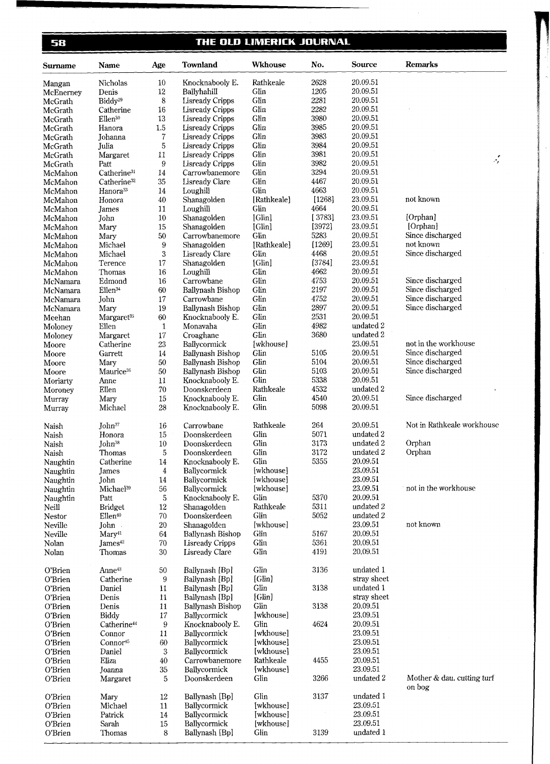| Surname | Name | Age | Townland | Wkhouse | No. | Source | Remarks |
|---|---|---|---|---|---|---|---|
| Mangan | Nicholas | 10 | Knocknabooly E. | Rathkeale | 2628 | 20.09.51 | |
| McEnerney | Denis | 12 | Ballyhahill | Glin | 1205 | 20.09.51 | |
| McGrath | Biddy[29] | 8 | Lisready Cripps | Glin | 2281 | 20.09.51 | |
| McGrath | Catherine | 16 | Lisready Cripps | Glin | 2282 | 20.09.51 | |
| McGrath | Ellen[30] | 13 | Lisready Cripps | Glin | 3980 | 20.09.51 | |
| McGrath | Hanora | 1.5 | Lisready Cripps | Glin | 3985 | 20.09.51 | |
| McGrath | Johanna | 7 | Lisready Cripps | Glin | 3983 | 20.09.51 | |
| McGrath | Julia | 5 | Lisready Cripps | Glin | 3984 | 20.09.51 | |
| McGrath | Margaret | 11 | Lisready Cripps | Glin | 3981 | 20.09.51 | |
| McGrath | Patt | 9 | Lisready Cripps | Glin | 3982 | 20.09.51 | |
| McMahon | Catherine[31] | 14 | Carrowbanemore | Glin | 3294 | 20.09.51 | |
| McMahon | Catherine[32] | 35 | Lisready Clare | Glin | 4467 | 20.09.51 | |
| McMahon | Hanora[33] | 14 | Loughill | Glin | 4663 | 20.09.51 | |
| McMahon | Honora | 40 | Shanagolden | [Rathkeale] | [1268] | 23.09.51 | not known |
| McMahon | James | 11 | Loughill | Glin | 4664 | 20.09.51 | |
| McMahon | John | 10 | Shanagolden | [Glin] | [3783] | 23.09.51 | [Orphan] |
| McMahon | Mary | 15 | Shanagolden | [Glin] | [3972] | 23.09.51 | [Orphan] |
| McMahon | Mary | 50 | Carrowbanemore | Glin | 5283 | 20.09.51 | Since discharged |
| McMahon | Michael | 9 | Shanagolden | [Rathkeale] | [1269] | 23.09.51 | not known |
| McMahon | Michael | 3 | Lisready Clare | Glin | 4468 | 20.09.51 | Since discharged |
| McMahon | Terence | 17 | Shanagolden | [Glin] | [3784] | 23.09.51 | |
| McMahon | Thomas | 16 | Loughill | Glin | 4662 | 20.09.51 | |
| McNamara | Edmond | 16 | Carrowbane | Glin | 4753 | 20.09.51 | Since discharged |
| McNamara | Ellen[34] | 60 | Ballynash Bishop | Glin | 2197 | 20.09.51 | Since discharged |
| McNamara | John | 17 | Carrowbane | Glin | 4752 | 20.09.51 | Since discharged |
| McNamara | Mary | 19 | Ballynash Bishop | Glin | 2897 | 20.09.51 | Since discharged |
| Meehan | Margaret[35] | 60 | Knocknabooly E. | Glin | 2531 | 20.09.51 | |
| Moloney | Ellen | 1 | Monavaha | Glin | 4982 | undated 2 | |
| Moloney | Margaret | 17 | Croghane | Glin | 3680 | undated 2 | |
| Moore | Catherine | 23 | Ballycormick | [wkhouse] | | 23.09.51 | not in the workhouse |
| Moore | Garrett | 14 | Ballynash Bishop | Glin | 5105 | 20.09.51 | Since discharged |
| Moore | Mary | 50 | Ballynash Bishop | Glin | 5104 | 20.09.51 | Since discharged |
| Moore | Maurice[36] | 50 | Ballynash Bishop | Glin | 5103 | 20.09.51 | Since discharged |
| Moriarty | Anne | 11 | Knocknabooly E. | Glin | 5338 | 20.09.51 | |
| Moroney | Ellen | 70 | Doonskerdeen | Rathkeale | 4532 | undated 2 | |
| Murray | Mary | 15 | Knocknabooly E. | Glin | 4540 | 20.09.51 | Since discharged |
| Murray | Michael | 28 | Knocknabooly E. | Glin | 5098 | 20.09.51 | |
| Naish | John[37] | 16 | Carrowbane | Rathkeale | 264 | 20.09.51 | Not in Rathkeale workhouse |
| Naish | Honora | 15 | Doonskerdeen | Glin | 5071 | undated 2 | |
| Naish | John[38] | 10 | Doonskerdeen | Glin | 3173 | undated 2 | Orphan |
| Naish | Thomas | 5 | Doonskerdeen | Glin | 3172 | undated 2 | Orphan |
| Naughtin | Catherine | 14 | Knocknabooly E. | Glin | 5355 | 20.09.51 | |
| Naughtin | James | 4 | Ballycormick | [wkhouse] | | 23.09.51 | |
| Naughtin | John | 14 | Ballycormick | [wkhouse] | | 23.09.51 | |
| Naughtin | Michael[39] | 56 | Ballycormick | [wkhouse] | | 23.09.51 | not in the workhouse |
| Naughtin | Patt | 5 | Knocknabooly E. | Glin | 5370 | 20.09.51 | |
| Neill | Bridget | 12 | Shanagolden | Rathkeale | 5311 | undated 2 | |
| Nestor | Ellen[40] | 70 | Doonskerdeen | Glin | 5052 | undated 2 | |
| Neville | John | 20 | Shanagolden | [wkhouse] | | 23.09.51 | not known |
| Neville | Mary[41] | 64 | Ballynash Bishop | Glin | 5167 | 20.09.51 | |
| Nolan | James[42] | 70 | Lisready Cripps | Glin | 5361 | 20.09.51 | |
| Nolan | Thomas | 30 | Lisready Clare | Glin | 4191 | 20.09.51 | |
| O'Brien | Anne[43] | 50 | Ballynash [Bp] | Glin | 3136 | undated 1 | |
| O'Brien | Catherine | 9 | Ballynash [Bp] | [Glin] | | stray sheet | |
| O'Brien | Daniel | 11 | Ballynash [Bp] | Glin | 3138 | undated 1 | |
| O'Brien | Denis | 11 | Ballynash [Bp] | [Glin] | | stray sheet | |
| O'Brien | Denis | 11 | Ballynash Bishop | Glin | 3138 | 20.09.51 | |
| O'Brien | Biddy | 17 | Ballycormick | [wkhouse] | | 23.09.51 | |
| O'Brien | Catherine[44] | 9 | Knocknabooly E. | Glin | 4624 | 20.09.51 | |
| O'Brien | Connor | 11 | Ballycormick | [wkhouse] | | 23.09.51 | |
| O'Brien | Connor[45] | 60 | Ballycormick | [wkhouse] | | 23.09.51 | |
| O'Brien | Daniel | 3 | Ballycormick | [wkhouse] | | 23.09.51 | |
| O'Brien | Eliza | 40 | Carrowbanemore | Rathkeale | 4455 | 20.09.51 | |
| O'Brien | Joanna | 35 | Ballycormick | [wkhouse] | | 23.09.51 | |
| O'Brien | Margaret | 5 | Doonskerdeen | Glin | 3266 | undated 2 | Mother & dau. cutting turf on bog |
| O'Brien | Mary | 12 | Ballynash [Bp] | Glin | 3137 | undated 1 | |
| O'Brien | Michael | 11 | Ballycormick | [wkhouse] | | 23.09.51 | |
| O'Brien | Patrick | 14 | Ballycormick | [wkhouse] | | 23.09.51 | |
| O'Brien | Sarah | 15 | Ballycormick | [wkhouse] | | 23.09.51 | |
| O'Brien | Thomas | 8 | Ballynash [Bp] | Glin | 3139 | undated 1 | |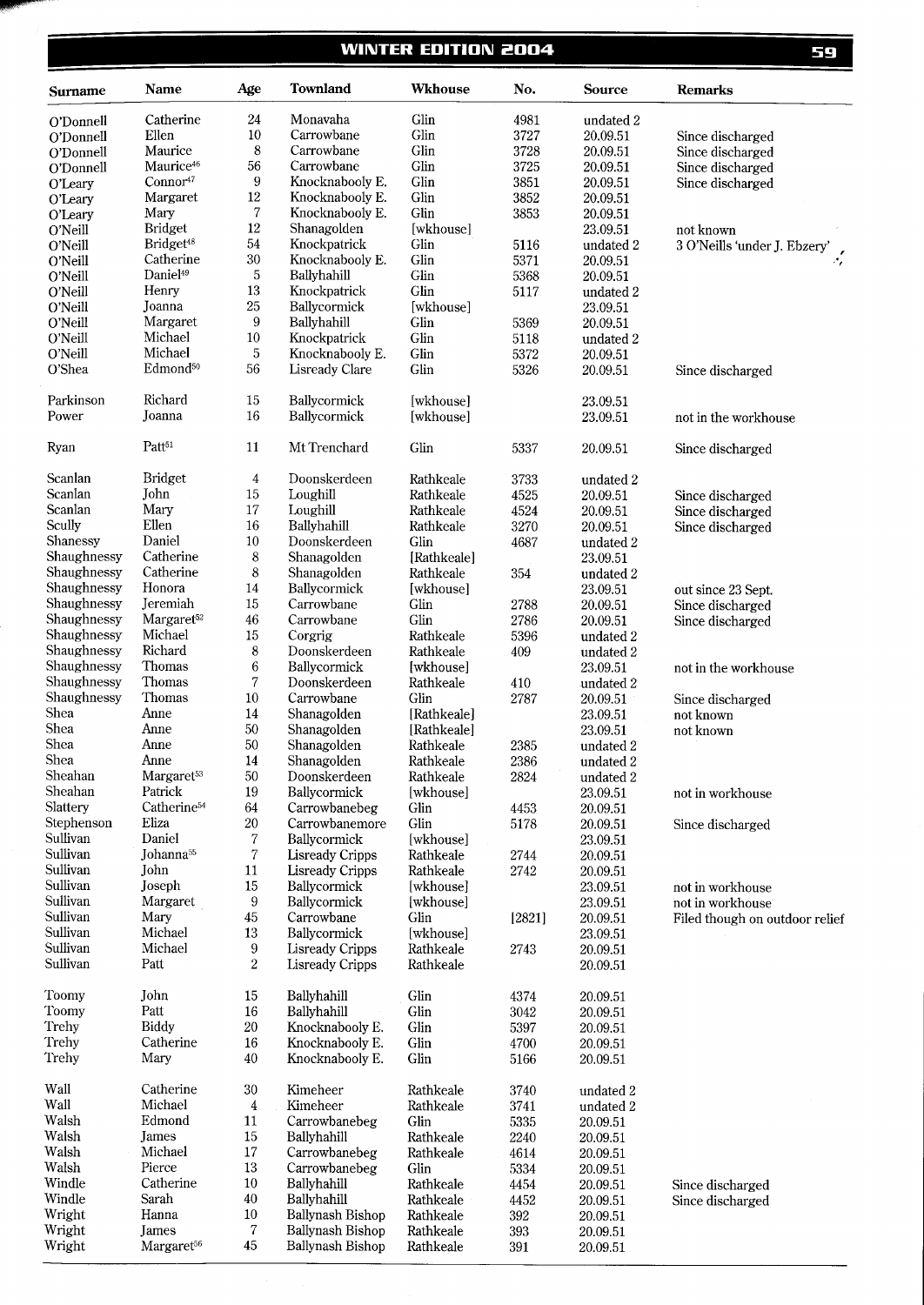| Surname | Name | Age | Townland | Wkhouse | No. | Source | Remarks |
|---|---|---|---|---|---|---|---|
| O'Donnell | Catherine | 24 | Monavaha | Glin | 4981 | undated 2 | |
| O'Donnell | Ellen | 10 | Carrowbane | Glin | 3727 | 20.09.51 | Since discharged |
| O'Donnell | Maurice | 8 | Carrowbane | Glin | 3728 | 20.09.51 | Since discharged |
| O'Donnell | Maurice[46] | 56 | Carrowbane | Glin | 3725 | 20.09.51 | Since discharged |
| O'Leary | Connor[47] | 9 | Knocknabooly E. | Glin | 3851 | 20.09.51 | Since discharged |
| O'Leary | Margaret | 12 | Knocknabooly E. | Glin | 3852 | 20.09.51 | |
| O'Leary | Mary | 7 | Knocknabooly E. | Glin | 3853 | 20.09.51 | |
| O'Neill | Bridget | 12 | Shanagolden | [wkhouse] | | 23.09.51 | not known |
| O'Neill | Bridget[48] | 54 | Knockpatrick | Glin | 5116 | undated 2 | 3 O'Neills 'under J. Ebzery' |
| O'Neill | Catherine | 30 | Knocknabooly E. | Glin | 5371 | 20.09.51 | |
| O'Neill | Daniel[49] | 5 | Ballyhahill | Glin | 5368 | 20.09.51 | |
| O'Neill | Henry | 13 | Knockpatrick | Glin | 5117 | undated 2 | |
| O'Neill | Joanna | 25 | Ballycormick | [wkhouse] | | 23.09.51 | |
| O'Neill | Margaret | 9 | Ballyhahill | Glin | 5369 | 20.09.51 | |
| O'Neill | Michael | 10 | Knockpatrick | Glin | 5118 | undated 2 | |
| O'Neill | Michael | 5 | Knocknabooly E. | Glin | 5372 | 20.09.51 | |
| O'Shea | Edmond[50] | 56 | Lisready Clare | Glin | 5326 | 20.09.51 | Since discharged |
| Parkinson | Richard | 15 | Ballycormick | [wkhouse] | | 23.09.51 | |
| Power | Joanna | 16 | Ballycormick | [wkhouse] | | 23.09.51 | not in the workhouse |
| Ryan | Patt[51] | 11 | Mt Trenchard | Glin | 5337 | 20.09.51 | Since discharged |
| Scanlan | Bridget | 4 | Doonskerdeen | Rathkeale | 3733 | undated 2 | |
| Scanlan | John | 15 | Loughill | Rathkeale | 4525 | 20.09.51 | Since discharged |
| Scanlan | Mary | 17 | Loughill | Rathkeale | 4524 | 20.09.51 | Since discharged |
| Scully | Ellen | 16 | Ballyhahill | Rathkeale | 3270 | 20.09.51 | Since discharged |
| Shanessy | Daniel | 10 | Doonskerdeen | Glin | 4687 | undated 2 | |
| Shaughnessy | Catherine | 8 | Shanagolden | [Rathkeale] | | 23.09.51 | |
| Shaughnessy | Catherine | 8 | Shanagolden | Rathkeale | 354 | undated 2 | |
| Shaughnessy | Honora | 14 | Ballycormick | [wkhouse] | | 23.09.51 | out since 23 Sept. |
| Shaughnessy | Jeremiah | 15 | Carrowbane | Glin | 2788 | 20.09.51 | Since discharged |
| Shaughnessy | Margaret[52] | 46 | Carrowbane | Glin | 2786 | 20.09.51 | Since discharged |
| Shaughnessy | Michael | 15 | Corgrig | Rathkeale | 5396 | undated 2 | |
| Shaughnessy | Richard | 8 | Doonskerdeen | Rathkeale | 409 | undated 2 | |
| Shaughnessy | Thomas | 6 | Ballycormick | [wkhouse] | | 23.09.51 | not in the workhouse |
| Shaughnessy | Thomas | 7 | Doonskerdeen | Rathkeale | 410 | undated 2 | |
| Shaughnessy | Thomas | 10 | Carrowbane | Glin | 2787 | 20.09.51 | Since discharged |
| Shea | Anne | 14 | Shanagolden | [Rathkeale] | | 23.09.51 | not known |
| Shea | Anne | 50 | Shanagolden | [Rathkeale] | | 23.09.51 | not known |
| Shea | Anne | 50 | Shanagolden | Rathkeale | 2385 | undated 2 | |
| Shea | Anne | 14 | Shanagolden | Rathkeale | 2386 | undated 2 | |
| Sheahan | Margaret[53] | 50 | Doonskerdeen | Rathkeale | 2824 | undated 2 | |
| Sheahan | Patrick | 19 | Ballycormick | [wkhouse] | | 23.09.51 | not in workhouse |
| Slattery | Catherine[54] | 64 | Carrowbanebeg | Glin | 4453 | 20.09.51 | |
| Stephenson | Eliza | 20 | Carrowbanemore | Glin | 5178 | 20.09.51 | Since discharged |
| Sullivan | Daniel | 7 | Ballycormick | [wkhouse] | | 23.09.51 | |
| Sullivan | Johanna[55] | 7 | Lisready Cripps | Rathkeale | 2744 | 20.09.51 | |
| Sullivan | John | 11 | Lisready Cripps | Rathkeale | 2742 | 20.09.51 | |
| Sullivan | Joseph | 15 | Ballycormick | [wkhouse] | | 23.09.51 | not in workhouse |
| Sullivan | Margaret | 9 | Ballycormick | [wkhouse] | | 23.09.51 | not in workhouse |
| Sullivan | Mary | 45 | Carrowbane | Glin | [2821] | 20.09.51 | Filed though on outdoor relief |
| Sullivan | Michael | 13 | Ballycormick | [wkhouse] | | 23.09.51 | |
| Sullivan | Michael | 9 | Lisready Cripps | Rathkeale | 2743 | 20.09.51 | |
| Sullivan | Patt | 2 | Lisready Cripps | Rathkeale | | 20.09.51 | |
| Toomy | John | 15 | Ballyhahill | Glin | 4374 | 20.09.51 | |
| Toomy | Patt | 16 | Ballyhahill | Glin | 3042 | 20.09.51 | |
| Trehy | Biddy | 20 | Knocknabooly E. | Glin | 5397 | 20.09.51 | |
| Trehy | Catherine | 16 | Knocknabooly E. | Glin | 4700 | 20.09.51 | |
| Trehy | Mary | 40 | Knocknabooly E. | Glin | 5166 | 20.09.51 | |
| Wall | Catherine | 30 | Kimeheer | Rathkeale | 3740 | undated 2 | |
| Wall | Michael | 4 | Kimeheer | Rathkeale | 3741 | undated 2 | |
| Walsh | Edmond | 11 | Carrowbanebeg | Glin | 5335 | 20.09.51 | |
| Walsh | James | 15 | Ballyhahill | Rathkeale | 2240 | 20.09.51 | |
| Walsh | Michael | 17 | Carrowbanebeg | Rathkeale | 4614 | 20.09.51 | |
| Walsh | Pierce | 13 | Carrowbanebeg | Glin | 5334 | 20.09.51 | |
| Windle | Catherine | 10 | Ballyhahill | Rathkeale | 4454 | 20.09.51 | Since discharged |
| Windle | Sarah | 40 | Ballyhahill | Rathkeale | 4452 | 20.09.51 | Since discharged |
| Wright | Hanna | 10 | Ballynash Bishop | Rathkeale | 392 | 20.09.51 | |
| Wright | James | 7 | Ballynash Bishop | Rathkeale | 393 | 20.09.51 | |
| Wright | Margaret[56] | 45 | Ballynash Bishop | Rathkeale | 391 | 20.09.51 | |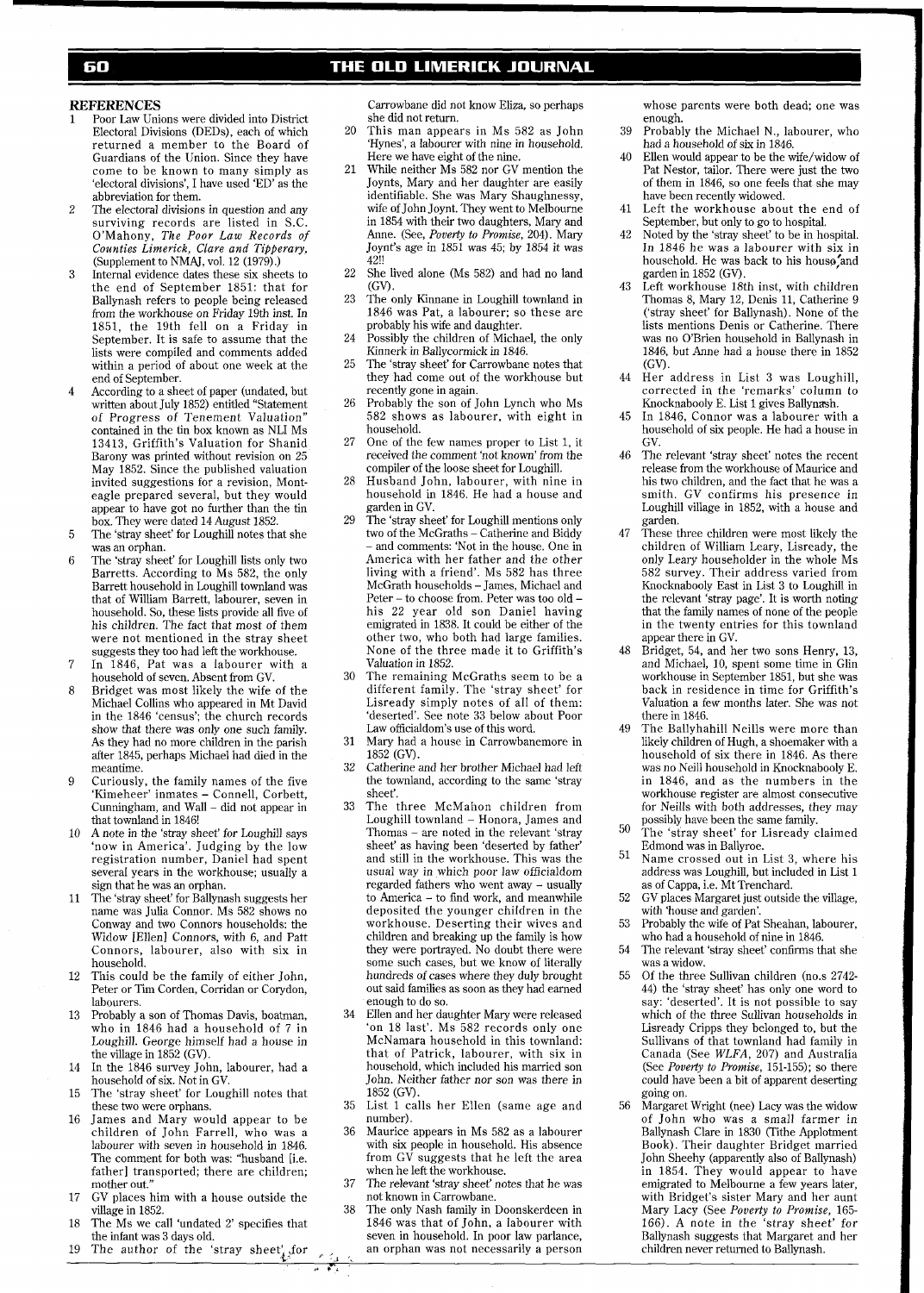## REFERENCES

1. Poor Law Unions were divided into District Electoral Divisions (DEDs), each of which returned a member to the Board of Guardians of the Union. Since they have come to be known to many simply as 'electoral divisions', I have used 'ED' as the abbreviation for them.
2. The electoral divisions in question and any surviving records are listed in S.C. O'Mahony, *The Poor Law Records of Counties Limerick, Clare and Tipperary,* (Supplement to NMAJ, vol. 12 (1979).)
3. Internal evidence dates these six sheets to the end of September 1851: that for Ballynash refers to people being released from the workhouse on Friday 19th inst. In 1851, the 19th fell on a Friday in September. It is safe to assume that the lists were compiled and comments added within a period of about one week at the end of September.
4. According to a sheet of paper (undated, but written about July 1852) entitled "Statement of Progress of Tenement Valuation" contained in the tin box known as NLI Ms 13413, Griffith's Valuation for Shanid Barony was printed without revision on 25 May 1852. Since the published valuation invited suggestions for a revision, Monteagle prepared several, but they would appear to have got no further than the tin box. They were dated 14 August 1852.
5. The 'stray sheet' for Loughill notes that she was an orphan.
6. The 'stray sheet' for Loughill lists only two Barretts. According to Ms 582, the only Barrett household in Loughill townland was that of William Barrett, labourer, seven in household. So, these lists provide all five of his children. The fact that most of them were not mentioned in the stray sheet suggests they too had left the workhouse.
7. In 1846, Pat was a labourer with a household of seven. Absent from GV.
8. Bridget was most likely the wife of the Michael Collins who appeared in Mt David in the 1846 'census'; the church records show that there was only one such family. As they had no more children in the parish after 1845, perhaps Michael had died in the meantime.
9. Curiously, the family names of the five 'Kimeheer' inmates – Connell, Corbett, Cunningham, and Wall – did not appear in that townland in 1846!
10. A note in the 'stray sheet' for Loughill says 'now in America'. Judging by the low registration number, Daniel had spent several years in the workhouse; usually a sign that he was an orphan.
11. The 'stray sheet' for Ballynash suggests her name was Julia Connor. Ms 582 shows no Conway and two Connors households: the Widow [Ellen] Connors, with 6, and Patt Connors, labourer, also with six in household.
12. This could be the family of either John, Peter or Tim Corden, Corridan or Corydon, labourers.
13. Probably a son of Thomas Davis, boatman, who in 1846 had a household of 7 in Loughill. George himself had a house in the village in 1852 (GV).
14. In the 1846 survey John, labourer, had a household of six. Not in GV.
15. The 'stray sheet' for Loughill notes that these two were orphans.
16. James and Mary would appear to be children of John Farrell, who was a labourer with seven in household in 1846. The comment for both was: "husband [i.e. father] transported; there are children; mother out."
17. GV places him with a house outside the village in 1852.
18. The Ms we call 'undated 2' specifies that the infant was 3 days old.
19. The author of the 'stray sheet' for Carrowbane did not know Eliza, so perhaps she did not return.
20. This man appears in Ms 582 as John 'Hynes', a labourer with nine in household. Here we have eight of the nine.
21. While neither Ms 582 nor GV mention the Joynts, Mary and her daughter are easily identifiable. She was Mary Shaughnessy, wife of John Joynt. They went to Melbourne in 1854 with their two daughters, Mary and Anne. (See, *Poverty to Promise,* 204). Mary Joynt's age in 1851 was 45; by 1854 it was 42!!
22. She lived alone (Ms 582) and had no land (GV).
23. The only Kinnane in Loughill townland in 1846 was Pat, a labourer; so these are probably his wife and daughter.
24. Possibly the children of Michael, the only Kinnerk in Ballycormick in 1846.
25. The 'stray sheet' for Carrowbane notes that they had come out of the workhouse but recently gone in again.
26. Probably the son of John Lynch who Ms 582 shows as labourer, with eight in household.
27. One of the few names proper to List 1, it received the comment 'not known' from the compiler of the loose sheet for Loughill.
28. Husband John, labourer, with nine in household in 1846. He had a house and garden in GV.
29. The 'stray sheet' for Loughill mentions only two of the McGraths – Catherine and Biddy – and comments: 'Not in the house. One in America with her father and the other living with a friend'. Ms 582 has three McGrath households – James, Michael and Peter – to choose from. Peter was too old – his 22 year old son Daniel having emigrated in 1838. It could be either of the other two, who both had large families. None of the three made it to Griffith's Valuation in 1852.
30. The remaining McGraths seem to be a different family. The 'stray sheet' for Lisready simply notes of all of them: 'deserted'. See note 33 below about Poor Law officialdom's use of this word.
31. Mary had a house in Carrowbanemore in 1852 (GV).
32. Catherine and her brother Michael had left the townland, according to the same 'stray sheet'.
33. The three McMahon children from Loughill townland – Honora, James and Thomas – are noted in the relevant 'stray sheet' as having been 'deserted by father' and still in the workhouse. This was the usual way in which poor law officialdom regarded fathers who went away – usually to America – to find work, and meanwhile deposited the younger children in the workhouse. Deserting their wives and children and breaking up the family is how they were portrayed. No doubt there were some such cases, but we know of literally *hundreds* of cases where they duly brought out said families as soon as they had earned enough to do so.
34. Ellen and her daughter Mary were released 'on 18 last'. Ms 582 records only one McNamara household in this townland: that of Patrick, labourer, with six in household, which included his married son John. Neither father nor son was there in 1852 (GV).
35. List 1 calls her Ellen (same age and number).
36. Maurice appears in Ms 582 as a labourer with six people in household. His absence from GV suggests that he left the area when he left the workhouse.
37. The relevant 'stray sheet' notes that he was not known in Carrowbane.
38. The only Nash family in Doonskerdeen in 1846 was that of John, a labourer with seven in household. In poor law parlance, an orphan was not necessarily a person whose parents were both dead; one was enough.
39. Probably the Michael N., labourer, who had a household of six in 1846.
40. Ellen would appear to be the wife/widow of Pat Nestor, tailor. There were just the two of them in 1846, so one feels that she may have been recently widowed.
41. Left the workhouse about the end of September, but only to go to hospital.
42. Noted by the 'stray sheet' to be in hospital. In 1846 he was a labourer with six in household. He was back to his house and garden in 1852 (GV).
43. Left workhouse 18th inst, with children Thomas 8, Mary 12, Denis 11, Catherine 9 ('stray sheet' for Ballynash). None of the lists mentions Denis or Catherine. There was no O'Brien household in Ballynash in 1846, but Anne had a house there in 1852 (GV).
44. Her address in List 3 was Loughill, corrected in the 'remarks' column to Knocknabooly E. List 1 gives Ballynash.
45. In 1846, Connor was a labourer with a household of six people. He had a house in GV.
46. The relevant 'stray sheet' notes the recent release from the workhouse of Maurice and his two children, and the fact that he was a smith. GV confirms his presence in Loughill village in 1852, with a house and garden.
47. These three children were most likely the children of William Leary, Lisready, the only Leary householder in the whole Ms 582 survey. Their address varied from Knocknabooly East in List 3 to Loughill in the relevant 'stray page'. It is worth noting that the family names of none of the people in the twenty entries for this townland appear there in GV.
48. Bridget, 54, and her two sons Henry, 13, and Michael, 10, spent some time in Glin workhouse in September 1851, but she was back in residence in time for Griffith's Valuation a few months later. She was not there in 1846.
49. The Ballyhahill Neills were more than likely children of Hugh, a shoemaker with a household of six there in 1846. As there was no Neill household in Knocknabooly E. in 1846, and as the numbers in the workhouse register are almost consecutive for Neills with both addresses, they may possibly have been the same family.
50. The 'stray sheet' for Lisready claimed Edmond was in Ballyroe.
51. Name crossed out in List 3, where his address was Loughill, but included in List 1 as of Cappa, i.e. Mt Trenchard.
52. GV places Margaret just outside the village, with 'house and garden'.
53. Probably the wife of Pat Sheahan, labourer, who had a household of nine in 1846.
54. The relevant 'stray sheet' confirms that she was a widow.
55. Of the three Sullivan children (no.s 2742-44) the 'stray sheet' has only one word to say: 'deserted'. It is not possible to say which of the three Sullivan households in Lisready Cripps they belonged to, but the Sullivans of that townland had family in Canada (See *WLFA,* 207) and Australia (See *Poverty to Promise,* 151-155); so there could have been a bit of apparent deserting going on.
56. Margaret Wright (nee) Lacy was the widow of John who was a small farmer in Ballynash Clare in 1830 (Tithe Applotment Book). Their daughter Bridget married John Sheehy (apparently also of Ballynash) in 1854. They would appear to have emigrated to Melbourne a few years later, with Bridget's sister Mary and her aunt Mary Lacy (See *Poverty to Promise,* 165-166). A note in the 'stray sheet' for Ballynash suggests that Margaret and her children never returned to Ballynash.